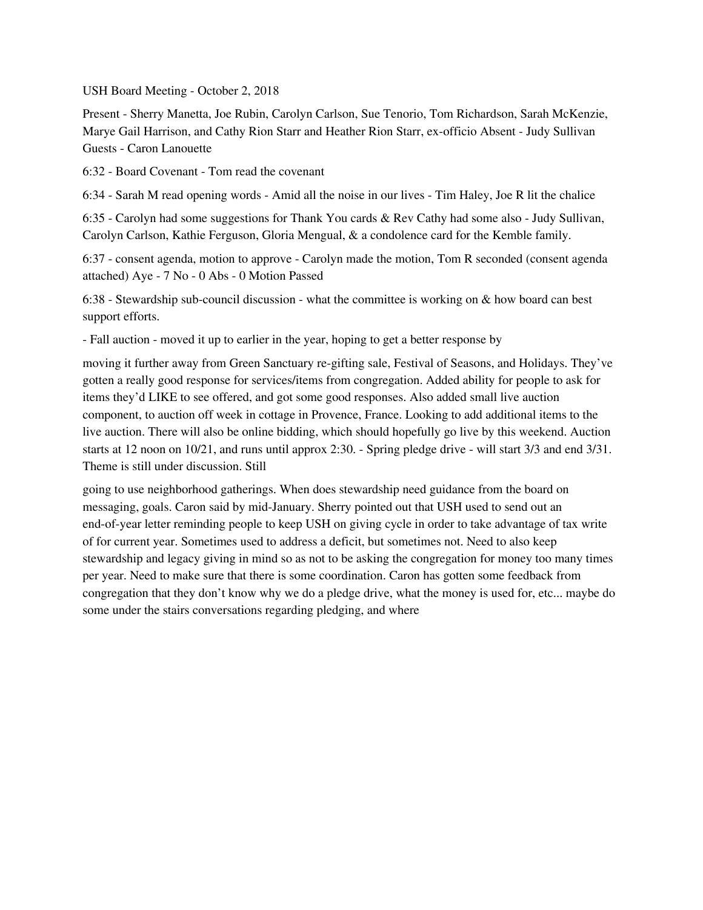USH Board Meeting - October 2, 2018

Present - Sherry Manetta, Joe Rubin, Carolyn Carlson, Sue Tenorio, Tom Richardson, Sarah McKenzie, Marye Gail Harrison, and Cathy Rion Starr and Heather Rion Starr, ex-officio Absent - Judy Sullivan Guests - Caron Lanouette

6:32 - Board Covenant - Tom read the covenant

6:34 - Sarah M read opening words - Amid all the noise in our lives - Tim Haley, Joe R lit the chalice

6:35 - Carolyn had some suggestions for Thank You cards & Rev Cathy had some also - Judy Sullivan, Carolyn Carlson, Kathie Ferguson, Gloria Mengual, & a condolence card for the Kemble family.

6:37 - consent agenda, motion to approve - Carolyn made the motion, Tom R seconded (consent agenda attached) Aye - 7 No - 0 Abs - 0 Motion Passed

6:38 - Stewardship sub-council discussion - what the committee is working on & how board can best support efforts.

- Fall auction - moved it up to earlier in the year, hoping to get a better response by

moving it further away from Green Sanctuary re-gifting sale, Festival of Seasons, and Holidays. They've gotten a really good response for services/items from congregation. Added ability for people to ask for items they'd LIKE to see offered, and got some good responses. Also added small live auction component, to auction off week in cottage in Provence, France. Looking to add additional items to the live auction. There will also be online bidding, which should hopefully go live by this weekend. Auction starts at 12 noon on 10/21, and runs until approx 2:30. - Spring pledge drive - will start 3/3 and end 3/31. Theme is still under discussion. Still

going to use neighborhood gatherings. When does stewardship need guidance from the board on messaging, goals. Caron said by mid-January. Sherry pointed out that USH used to send out an end-of-year letter reminding people to keep USH on giving cycle in order to take advantage of tax write of for current year. Sometimes used to address a deficit, but sometimes not. Need to also keep stewardship and legacy giving in mind so as not to be asking the congregation for money too many times per year. Need to make sure that there is some coordination. Caron has gotten some feedback from congregation that they don't know why we do a pledge drive, what the money is used for, etc... maybe do some under the stairs conversations regarding pledging, and where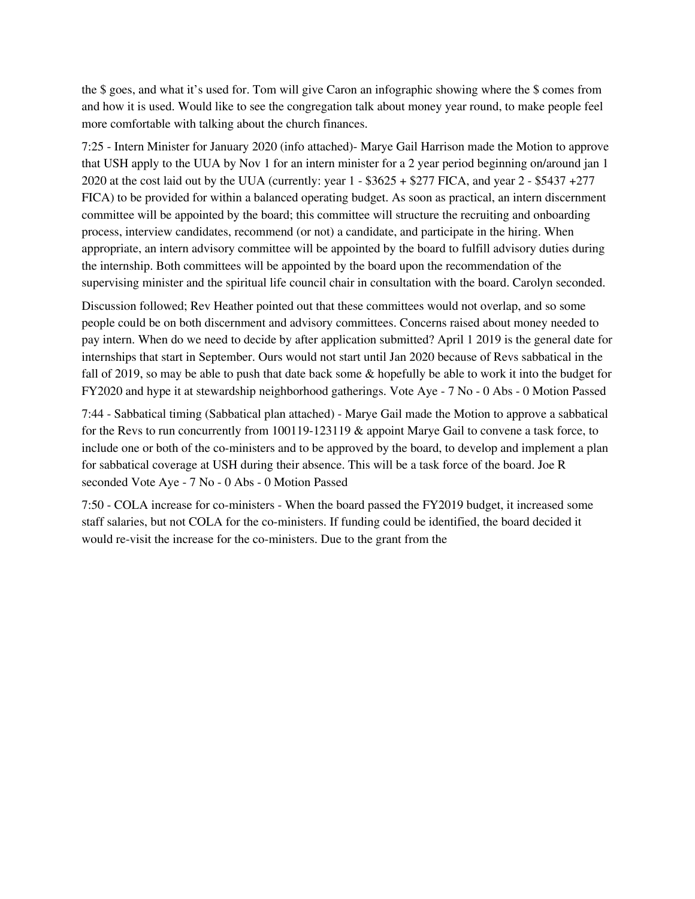the $ goes, and what it's used for. Tom will give Caron an infographic showing where the $ comes from and how it is used. Would like to see the congregation talk about money year round, to make people feel more comfortable with talking about the church finances.

7:25 - Intern Minister for January 2020 (info attached)- Marye Gail Harrison made the Motion to approve that USH apply to the UUA by Nov 1 for an intern minister for a 2 year period beginning on/around jan 1 2020 at the cost laid out by the UUA (currently: year 1 - $3625 + $277 FICA, and year 2 - $5437 +277 FICA) to be provided for within a balanced operating budget. As soon as practical, an intern discernment committee will be appointed by the board; this committee will structure the recruiting and onboarding process, interview candidates, recommend (or not) a candidate, and participate in the hiring. When appropriate, an intern advisory committee will be appointed by the board to fulfill advisory duties during the internship. Both committees will be appointed by the board upon the recommendation of the supervising minister and the spiritual life council chair in consultation with the board. Carolyn seconded.

Discussion followed; Rev Heather pointed out that these committees would not overlap, and so some people could be on both discernment and advisory committees. Concerns raised about money needed to pay intern. When do we need to decide by after application submitted? April 1 2019 is the general date for internships that start in September. Ours would not start until Jan 2020 because of Revs sabbatical in the fall of 2019, so may be able to push that date back some & hopefully be able to work it into the budget for FY2020 and hype it at stewardship neighborhood gatherings. Vote Aye - 7 No - 0 Abs - 0 Motion Passed

7:44 - Sabbatical timing (Sabbatical plan attached) - Marye Gail made the Motion to approve a sabbatical for the Revs to run concurrently from 100119-123119 & appoint Marye Gail to convene a task force, to include one or both of the co-ministers and to be approved by the board, to develop and implement a plan for sabbatical coverage at USH during their absence. This will be a task force of the board. Joe R seconded Vote Aye - 7 No - 0 Abs - 0 Motion Passed

7:50 - COLA increase for co-ministers - When the board passed the FY2019 budget, it increased some staff salaries, but not COLA for the co-ministers. If funding could be identified, the board decided it would re-visit the increase for the co-ministers. Due to the grant from the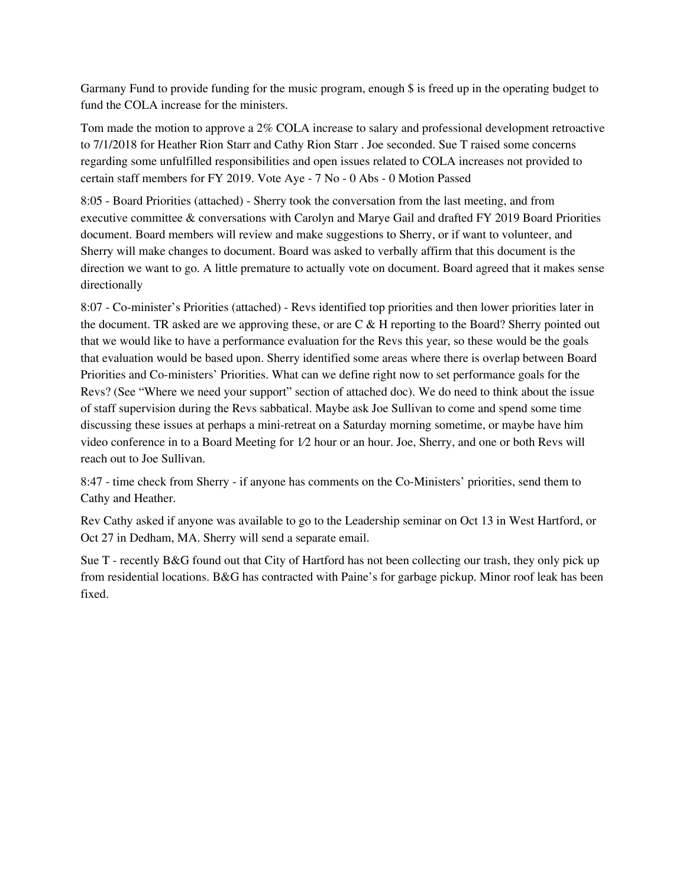Garmany Fund to provide funding for the music program, enough $ is freed up in the operating budget to fund the COLA increase for the ministers.

Tom made the motion to approve a 2% COLA increase to salary and professional development retroactive to 7/1/2018 for Heather Rion Starr and Cathy Rion Starr . Joe seconded. Sue T raised some concerns regarding some unfulfilled responsibilities and open issues related to COLA increases not provided to certain staff members for FY 2019. Vote Aye - 7 No - 0 Abs - 0 Motion Passed

8:05 - Board Priorities (attached) - Sherry took the conversation from the last meeting, and from executive committee & conversations with Carolyn and Marye Gail and drafted FY 2019 Board Priorities document. Board members will review and make suggestions to Sherry, or if want to volunteer, and Sherry will make changes to document. Board was asked to verbally affirm that this document is the direction we want to go. A little premature to actually vote on document. Board agreed that it makes sense directionally

8:07 - Co-minister's Priorities (attached) - Revs identified top priorities and then lower priorities later in the document. TR asked are we approving these, or are C & H reporting to the Board? Sherry pointed out that we would like to have a performance evaluation for the Revs this year, so these would be the goals that evaluation would be based upon. Sherry identified some areas where there is overlap between Board Priorities and Co-ministers' Priorities. What can we define right now to set performance goals for the Revs? (See "Where we need your support" section of attached doc). We do need to think about the issue of staff supervision during the Revs sabbatical. Maybe ask Joe Sullivan to come and spend some time discussing these issues at perhaps a mini-retreat on a Saturday morning sometime, or maybe have him video conference in to a Board Meeting for 1⁄2 hour or an hour. Joe, Sherry, and one or both Revs will reach out to Joe Sullivan.

8:47 - time check from Sherry - if anyone has comments on the Co-Ministers' priorities, send them to Cathy and Heather.

Rev Cathy asked if anyone was available to go to the Leadership seminar on Oct 13 in West Hartford, or Oct 27 in Dedham, MA. Sherry will send a separate email.

Sue T - recently B&G found out that City of Hartford has not been collecting our trash, they only pick up from residential locations. B&G has contracted with Paine's for garbage pickup. Minor roof leak has been fixed.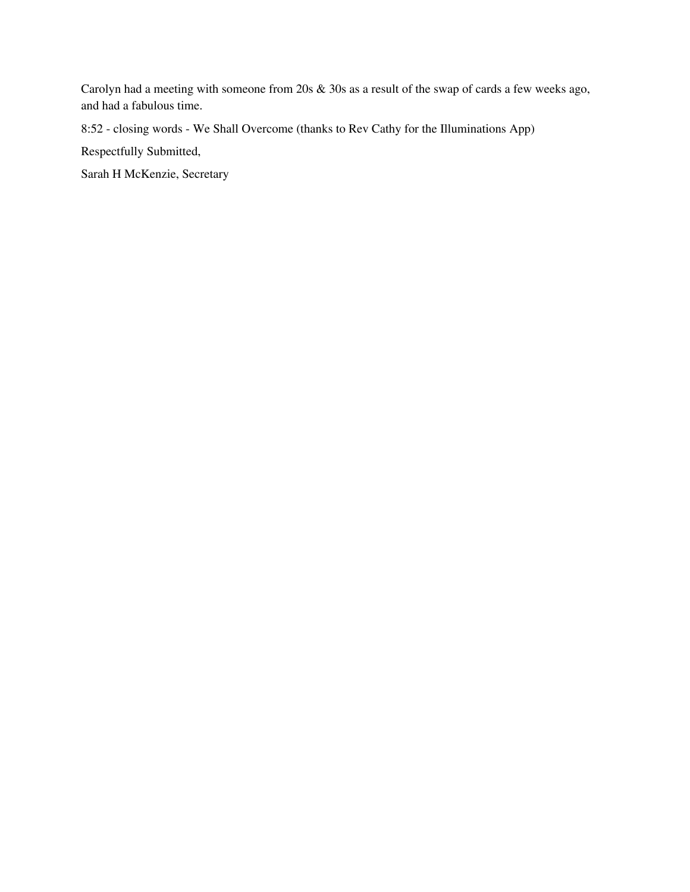Carolyn had a meeting with someone from 20s & 30s as a result of the swap of cards a few weeks ago, and had a fabulous time.

8:52 - closing words - We Shall Overcome (thanks to Rev Cathy for the Illuminations App)

Respectfully Submitted,

Sarah H McKenzie, Secretary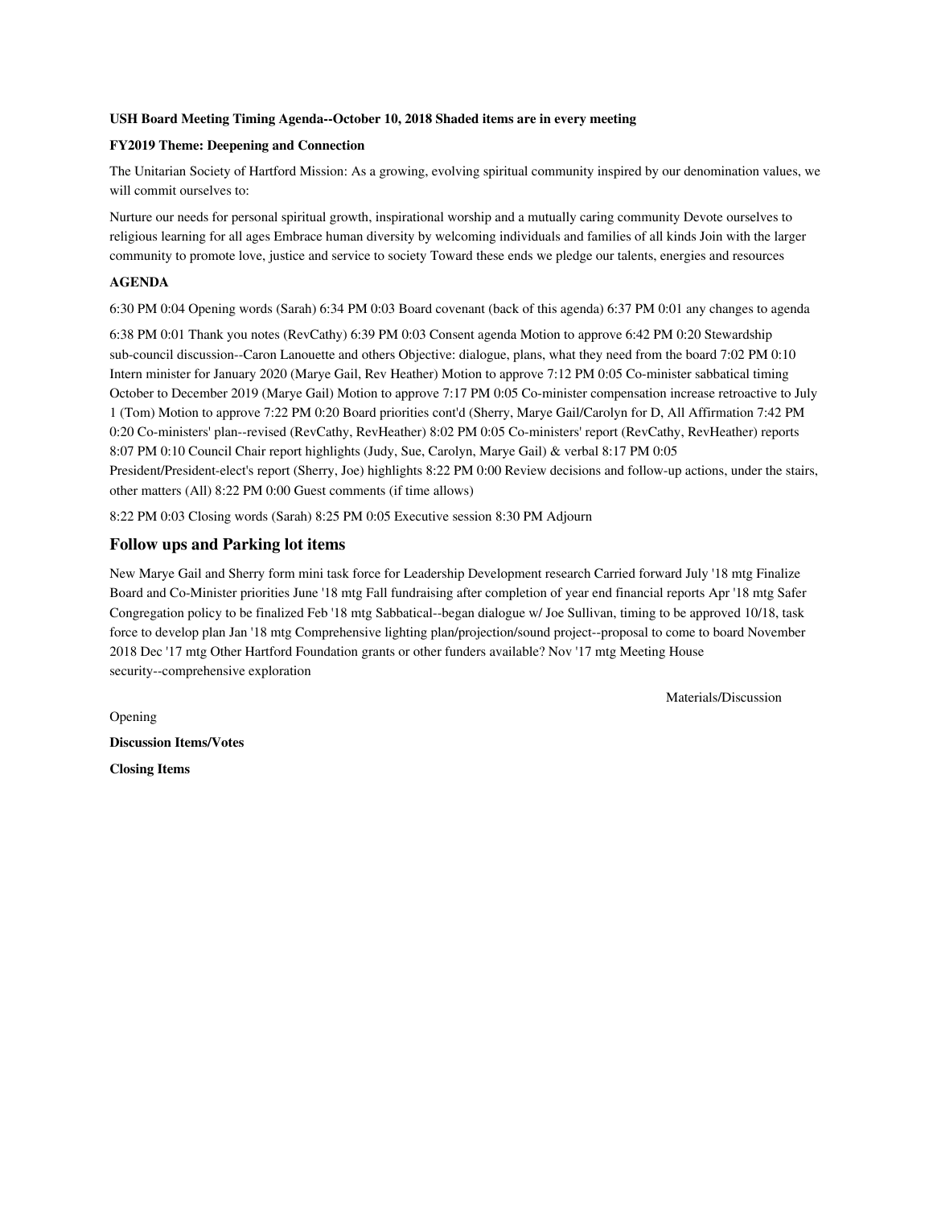**USH Board Meeting Timing Agenda--October 10, 2018 Shaded items are in every meeting**

**FY2019 Theme: Deepening and Connection**

The Unitarian Society of Hartford Mission: As a growing, evolving spiritual community inspired by our denomination values, we will commit ourselves to:

Nurture our needs for personal spiritual growth, inspirational worship and a mutually caring community Devote ourselves to religious learning for all ages Embrace human diversity by welcoming individuals and families of all kinds Join with the larger community to promote love, justice and service to society Toward these ends we pledge our talents, energies and resources

**AGENDA**

6:30 PM 0:04 Opening words (Sarah) 6:34 PM 0:03 Board covenant (back of this agenda) 6:37 PM 0:01 any changes to agenda

6:38 PM 0:01 Thank you notes (RevCathy) 6:39 PM 0:03 Consent agenda Motion to approve 6:42 PM 0:20 Stewardship sub-council discussion--Caron Lanouette and others Objective: dialogue, plans, what they need from the board 7:02 PM 0:10 Intern minister for January 2020 (Marye Gail, Rev Heather) Motion to approve 7:12 PM 0:05 Co-minister sabbatical timing October to December 2019 (Marye Gail) Motion to approve 7:17 PM 0:05 Co-minister compensation increase retroactive to July 1 (Tom) Motion to approve 7:22 PM 0:20 Board priorities cont'd (Sherry, Marye Gail/Carolyn for D, All Affirmation 7:42 PM 0:20 Co-ministers' plan--revised (RevCathy, RevHeather) 8:02 PM 0:05 Co-ministers' report (RevCathy, RevHeather) reports 8:07 PM 0:10 Council Chair report highlights (Judy, Sue, Carolyn, Marye Gail) & verbal 8:17 PM 0:05 President/President-elect's report (Sherry, Joe) highlights 8:22 PM 0:00 Review decisions and follow-up actions, under the stairs, other matters (All) 8:22 PM 0:00 Guest comments (if time allows)

8:22 PM 0:03 Closing words (Sarah) 8:25 PM 0:05 Executive session 8:30 PM Adjourn

## Follow ups and Parking lot items

New Marye Gail and Sherry form mini task force for Leadership Development research Carried forward July '18 mtg Finalize Board and Co-Minister priorities June '18 mtg Fall fundraising after completion of year end financial reports Apr '18 mtg Safer Congregation policy to be finalized Feb '18 mtg Sabbatical--began dialogue w/ Joe Sullivan, timing to be approved 10/18, task force to develop plan Jan '18 mtg Comprehensive lighting plan/projection/sound project--proposal to come to board November 2018 Dec '17 mtg Other Hartford Foundation grants or other funders available? Nov '17 mtg Meeting House security--comprehensive exploration

Materials/Discussion

Opening

**Discussion Items/Votes**

**Closing Items**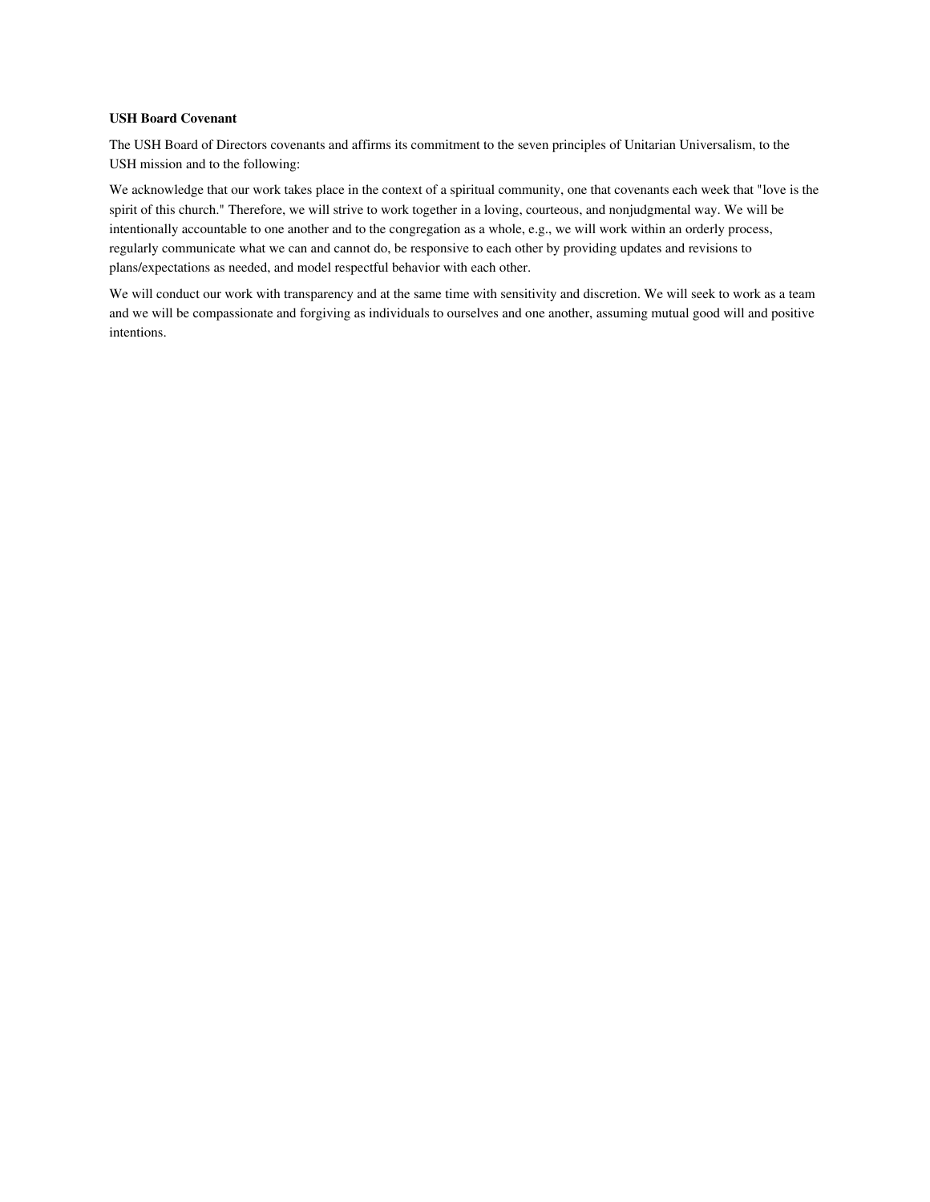**USH Board Covenant**

The USH Board of Directors covenants and affirms its commitment to the seven principles of Unitarian Universalism, to the USH mission and to the following:

We acknowledge that our work takes place in the context of a spiritual community, one that covenants each week that "love is the spirit of this church." Therefore, we will strive to work together in a loving, courteous, and nonjudgmental way. We will be intentionally accountable to one another and to the congregation as a whole, e.g., we will work within an orderly process, regularly communicate what we can and cannot do, be responsive to each other by providing updates and revisions to plans/expectations as needed, and model respectful behavior with each other.

We will conduct our work with transparency and at the same time with sensitivity and discretion. We will seek to work as a team and we will be compassionate and forgiving as individuals to ourselves and one another, assuming mutual good will and positive intentions.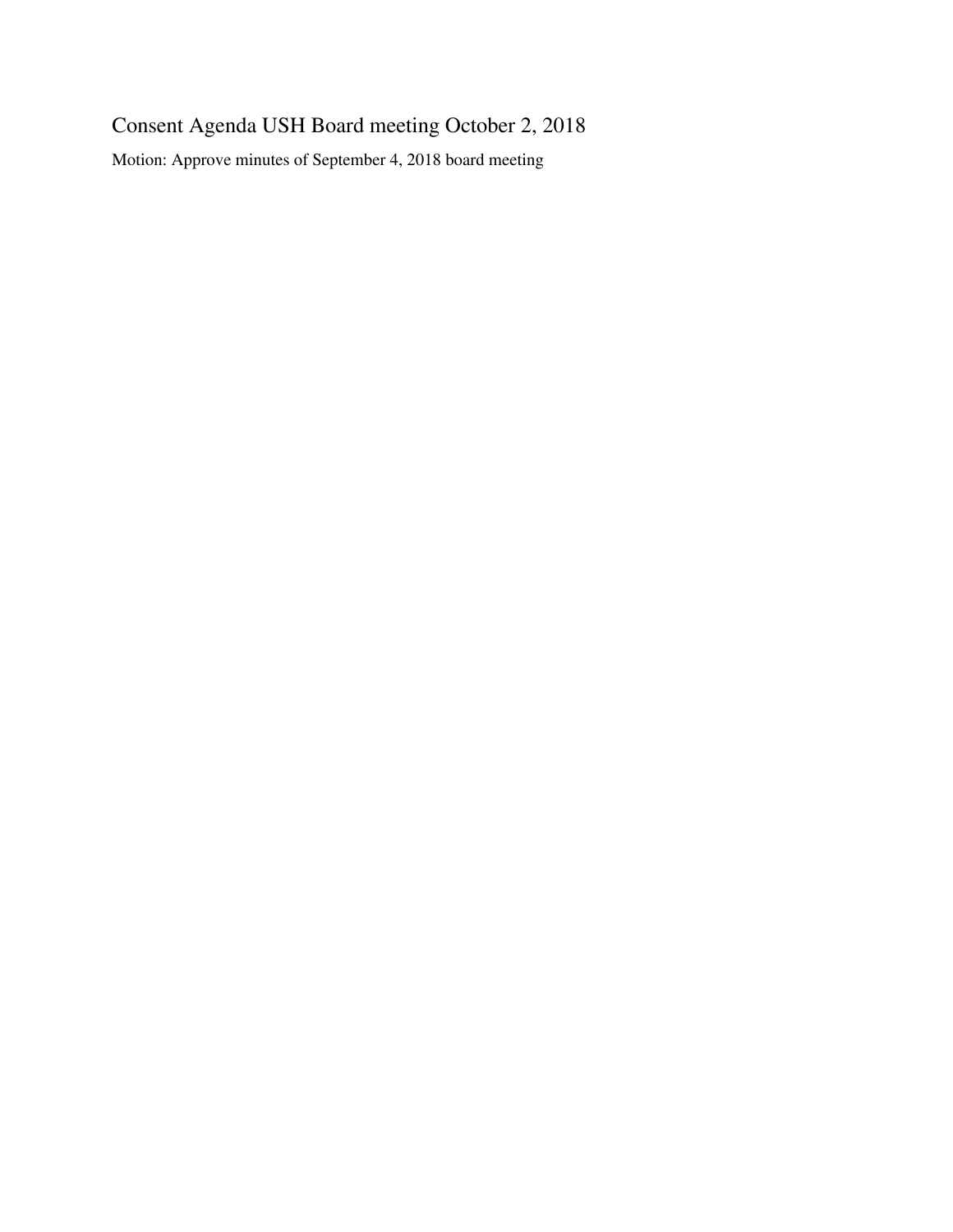# Consent Agenda USH Board meeting October 2, 2018

Motion: Approve minutes of September 4, 2018 board meeting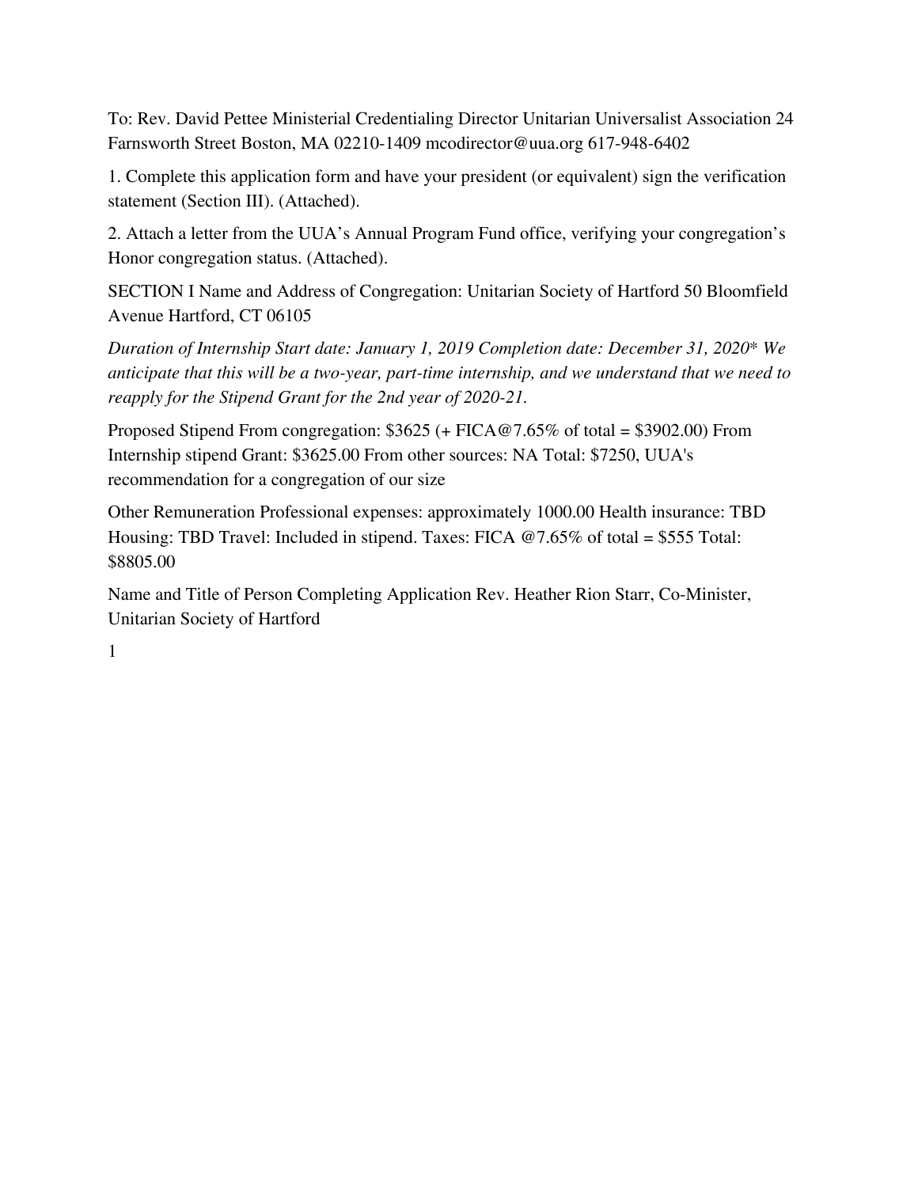To: Rev. David Pettee Ministerial Credentialing Director Unitarian Universalist Association 24 Farnsworth Street Boston, MA 02210-1409 mcodirector@uua.org 617-948-6402

1. Complete this application form and have your president (or equivalent) sign the verification statement (Section III). (Attached).

2. Attach a letter from the UUA's Annual Program Fund office, verifying your congregation's Honor congregation status. (Attached).

SECTION I Name and Address of Congregation: Unitarian Society of Hartford 50 Bloomfield Avenue Hartford, CT 06105

*Duration of Internship Start date: January 1, 2019 Completion date: December 31, 2020* We anticipate that this will be a two-year, part-time internship, and we understand that we need to reapply for the Stipend Grant for the 2nd year of 2020-21.*

Proposed Stipend From congregation: $3625 (+ FICA@7.65% of total = $3902.00) From Internship stipend Grant: $3625.00 From other sources: NA Total: $7250, UUA's recommendation for a congregation of our size

Other Remuneration Professional expenses: approximately 1000.00 Health insurance: TBD Housing: TBD Travel: Included in stipend. Taxes: FICA @7.65% of total = $555 Total: $8805.00

Name and Title of Person Completing Application Rev. Heather Rion Starr, Co-Minister, Unitarian Society of Hartford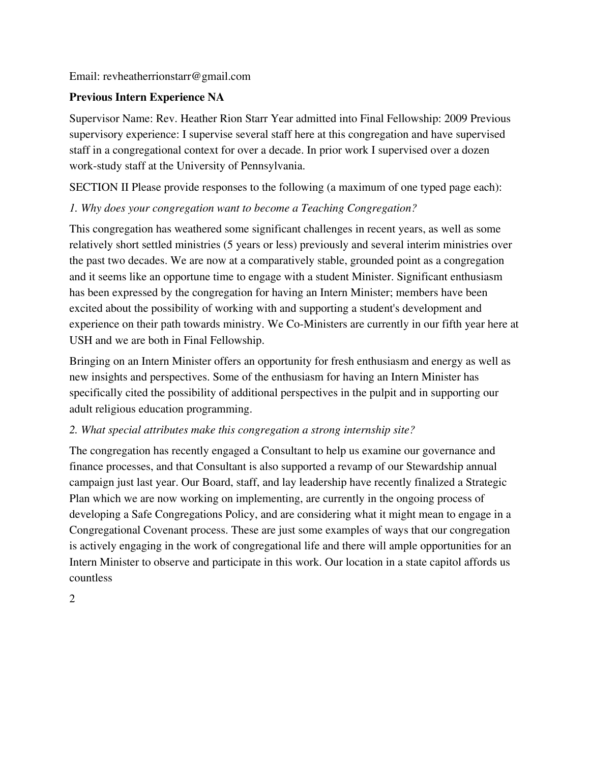Email: revheatherrionstarr@gmail.com

**Previous Intern Experience NA**

Supervisor Name: Rev. Heather Rion Starr Year admitted into Final Fellowship: 2009 Previous supervisory experience: I supervise several staff here at this congregation and have supervised staff in a congregational context for over a decade. In prior work I supervised over a dozen work-study staff at the University of Pennsylvania.

SECTION II Please provide responses to the following (a maximum of one typed page each):

*1. Why does your congregation want to become a Teaching Congregation?*

This congregation has weathered some significant challenges in recent years, as well as some relatively short settled ministries (5 years or less) previously and several interim ministries over the past two decades. We are now at a comparatively stable, grounded point as a congregation and it seems like an opportune time to engage with a student Minister. Significant enthusiasm has been expressed by the congregation for having an Intern Minister; members have been excited about the possibility of working with and supporting a student's development and experience on their path towards ministry. We Co-Ministers are currently in our fifth year here at USH and we are both in Final Fellowship.

Bringing on an Intern Minister offers an opportunity for fresh enthusiasm and energy as well as new insights and perspectives. Some of the enthusiasm for having an Intern Minister has specifically cited the possibility of additional perspectives in the pulpit and in supporting our adult religious education programming.

*2. What special attributes make this congregation a strong internship site?*

The congregation has recently engaged a Consultant to help us examine our governance and finance processes, and that Consultant is also supported a revamp of our Stewardship annual campaign just last year. Our Board, staff, and lay leadership have recently finalized a Strategic Plan which we are now working on implementing, are currently in the ongoing process of developing a Safe Congregations Policy, and are considering what it might mean to engage in a Congregational Covenant process. These are just some examples of ways that our congregation is actively engaging in the work of congregational life and there will ample opportunities for an Intern Minister to observe and participate in this work. Our location in a state capitol affords us countless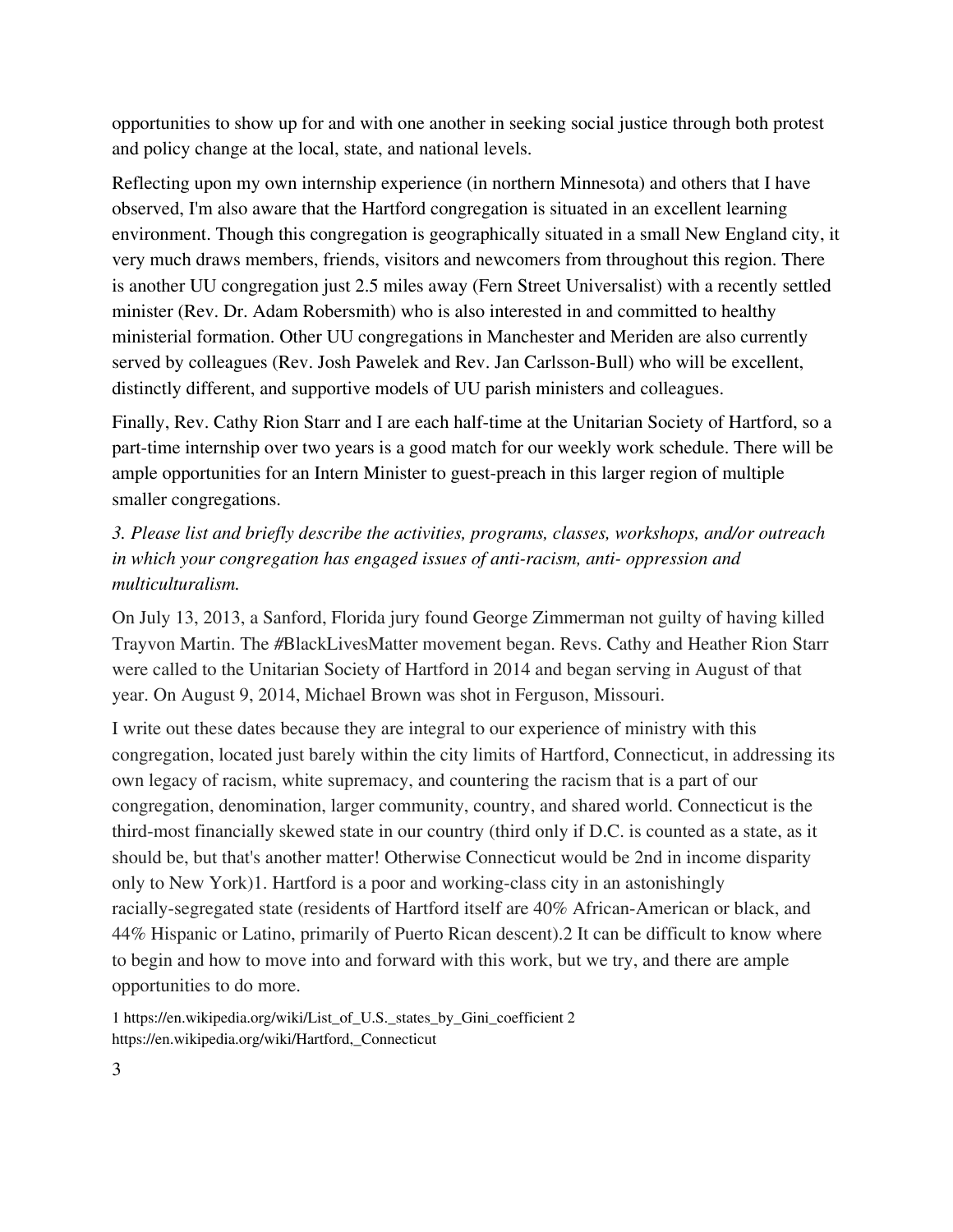opportunities to show up for and with one another in seeking social justice through both protest and policy change at the local, state, and national levels.

Reflecting upon my own internship experience (in northern Minnesota) and others that I have observed, I'm also aware that the Hartford congregation is situated in an excellent learning environment. Though this congregation is geographically situated in a small New England city, it very much draws members, friends, visitors and newcomers from throughout this region. There is another UU congregation just 2.5 miles away (Fern Street Universalist) with a recently settled minister (Rev. Dr. Adam Robersmith) who is also interested in and committed to healthy ministerial formation. Other UU congregations in Manchester and Meriden are also currently served by colleagues (Rev. Josh Pawelek and Rev. Jan Carlsson-Bull) who will be excellent, distinctly different, and supportive models of UU parish ministers and colleagues.

Finally, Rev. Cathy Rion Starr and I are each half-time at the Unitarian Society of Hartford, so a part-time internship over two years is a good match for our weekly work schedule. There will be ample opportunities for an Intern Minister to guest-preach in this larger region of multiple smaller congregations.

*3. Please list and briefly describe the activities, programs, classes, workshops, and/or outreach in which your congregation has engaged issues of anti-racism, anti- oppression and multiculturalism.*

On July 13, 2013, a Sanford, Florida jury found George Zimmerman not guilty of having killed Trayvon Martin. The #BlackLivesMatter movement began. Revs. Cathy and Heather Rion Starr were called to the Unitarian Society of Hartford in 2014 and began serving in August of that year. On August 9, 2014, Michael Brown was shot in Ferguson, Missouri.

I write out these dates because they are integral to our experience of ministry with this congregation, located just barely within the city limits of Hartford, Connecticut, in addressing its own legacy of racism, white supremacy, and countering the racism that is a part of our congregation, denomination, larger community, country, and shared world. Connecticut is the third-most financially skewed state in our country (third only if D.C. is counted as a state, as it should be, but that's another matter! Otherwise Connecticut would be 2nd in income disparity only to New York)[1]. Hartford is a poor and working-class city in an astonishingly racially-segregated state (residents of Hartford itself are 40% African-American or black, and 44% Hispanic or Latino, primarily of Puerto Rican descent).[2] It can be difficult to know where to begin and how to move into and forward with this work, but we try, and there are ample opportunities to do more.

1 https://en.wikipedia.org/wiki/List_of_U.S._states_by_Gini_coefficient 2 https://en.wikipedia.org/wiki/Hartford,_Connecticut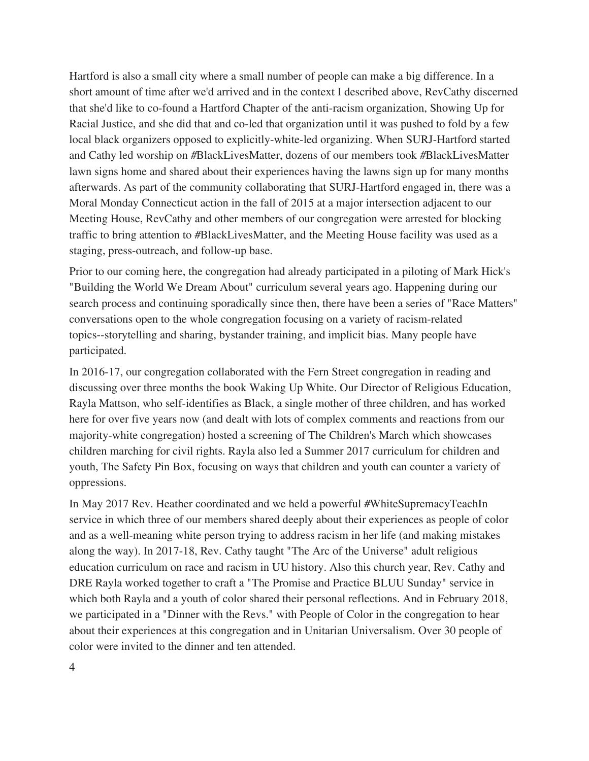Hartford is also a small city where a small number of people can make a big difference. In a short amount of time after we'd arrived and in the context I described above, RevCathy discerned that she'd like to co-found a Hartford Chapter of the anti-racism organization, Showing Up for Racial Justice, and she did that and co-led that organization until it was pushed to fold by a few local black organizers opposed to explicitly-white-led organizing. When SURJ-Hartford started and Cathy led worship on #BlackLivesMatter, dozens of our members took #BlackLivesMatter lawn signs home and shared about their experiences having the lawns sign up for many months afterwards. As part of the community collaborating that SURJ-Hartford engaged in, there was a Moral Monday Connecticut action in the fall of 2015 at a major intersection adjacent to our Meeting House, RevCathy and other members of our congregation were arrested for blocking traffic to bring attention to #BlackLivesMatter, and the Meeting House facility was used as a staging, press-outreach, and follow-up base.

Prior to our coming here, the congregation had already participated in a piloting of Mark Hick's "Building the World We Dream About" curriculum several years ago. Happening during our search process and continuing sporadically since then, there have been a series of "Race Matters" conversations open to the whole congregation focusing on a variety of racism-related topics--storytelling and sharing, bystander training, and implicit bias. Many people have participated.

In 2016-17, our congregation collaborated with the Fern Street congregation in reading and discussing over three months the book Waking Up White. Our Director of Religious Education, Rayla Mattson, who self-identifies as Black, a single mother of three children, and has worked here for over five years now (and dealt with lots of complex comments and reactions from our majority-white congregation) hosted a screening of The Children's March which showcases children marching for civil rights. Rayla also led a Summer 2017 curriculum for children and youth, The Safety Pin Box, focusing on ways that children and youth can counter a variety of oppressions.

In May 2017 Rev. Heather coordinated and we held a powerful #WhiteSupremacyTeachIn service in which three of our members shared deeply about their experiences as people of color and as a well-meaning white person trying to address racism in her life (and making mistakes along the way). In 2017-18, Rev. Cathy taught "The Arc of the Universe" adult religious education curriculum on race and racism in UU history. Also this church year, Rev. Cathy and DRE Rayla worked together to craft a "The Promise and Practice BLUU Sunday" service in which both Rayla and a youth of color shared their personal reflections. And in February 2018, we participated in a "Dinner with the Revs." with People of Color in the congregation to hear about their experiences at this congregation and in Unitarian Universalism. Over 30 people of color were invited to the dinner and ten attended.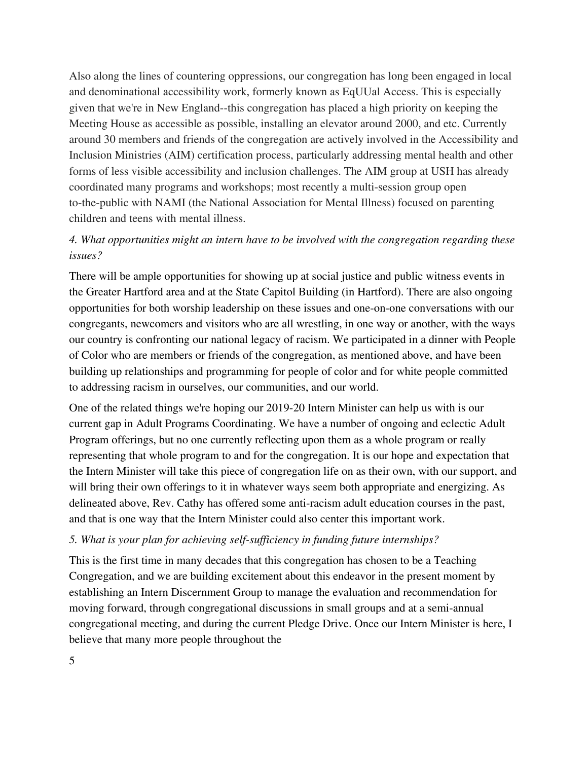Also along the lines of countering oppressions, our congregation has long been engaged in local and denominational accessibility work, formerly known as EqUUal Access. This is especially given that we're in New England--this congregation has placed a high priority on keeping the Meeting House as accessible as possible, installing an elevator around 2000, and etc. Currently around 30 members and friends of the congregation are actively involved in the Accessibility and Inclusion Ministries (AIM) certification process, particularly addressing mental health and other forms of less visible accessibility and inclusion challenges. The AIM group at USH has already coordinated many programs and workshops; most recently a multi-session group open to-the-public with NAMI (the National Association for Mental Illness) focused on parenting children and teens with mental illness.

*4. What opportunities might an intern have to be involved with the congregation regarding these issues?*

There will be ample opportunities for showing up at social justice and public witness events in the Greater Hartford area and at the State Capitol Building (in Hartford). There are also ongoing opportunities for both worship leadership on these issues and one-on-one conversations with our congregants, newcomers and visitors who are all wrestling, in one way or another, with the ways our country is confronting our national legacy of racism. We participated in a dinner with People of Color who are members or friends of the congregation, as mentioned above, and have been building up relationships and programming for people of color and for white people committed to addressing racism in ourselves, our communities, and our world.

One of the related things we're hoping our 2019-20 Intern Minister can help us with is our current gap in Adult Programs Coordinating. We have a number of ongoing and eclectic Adult Program offerings, but no one currently reflecting upon them as a whole program or really representing that whole program to and for the congregation. It is our hope and expectation that the Intern Minister will take this piece of congregation life on as their own, with our support, and will bring their own offerings to it in whatever ways seem both appropriate and energizing. As delineated above, Rev. Cathy has offered some anti-racism adult education courses in the past, and that is one way that the Intern Minister could also center this important work.

*5. What is your plan for achieving self-sufficiency in funding future internships?*

This is the first time in many decades that this congregation has chosen to be a Teaching Congregation, and we are building excitement about this endeavor in the present moment by establishing an Intern Discernment Group to manage the evaluation and recommendation for moving forward, through congregational discussions in small groups and at a semi-annual congregational meeting, and during the current Pledge Drive. Once our Intern Minister is here, I believe that many more people throughout the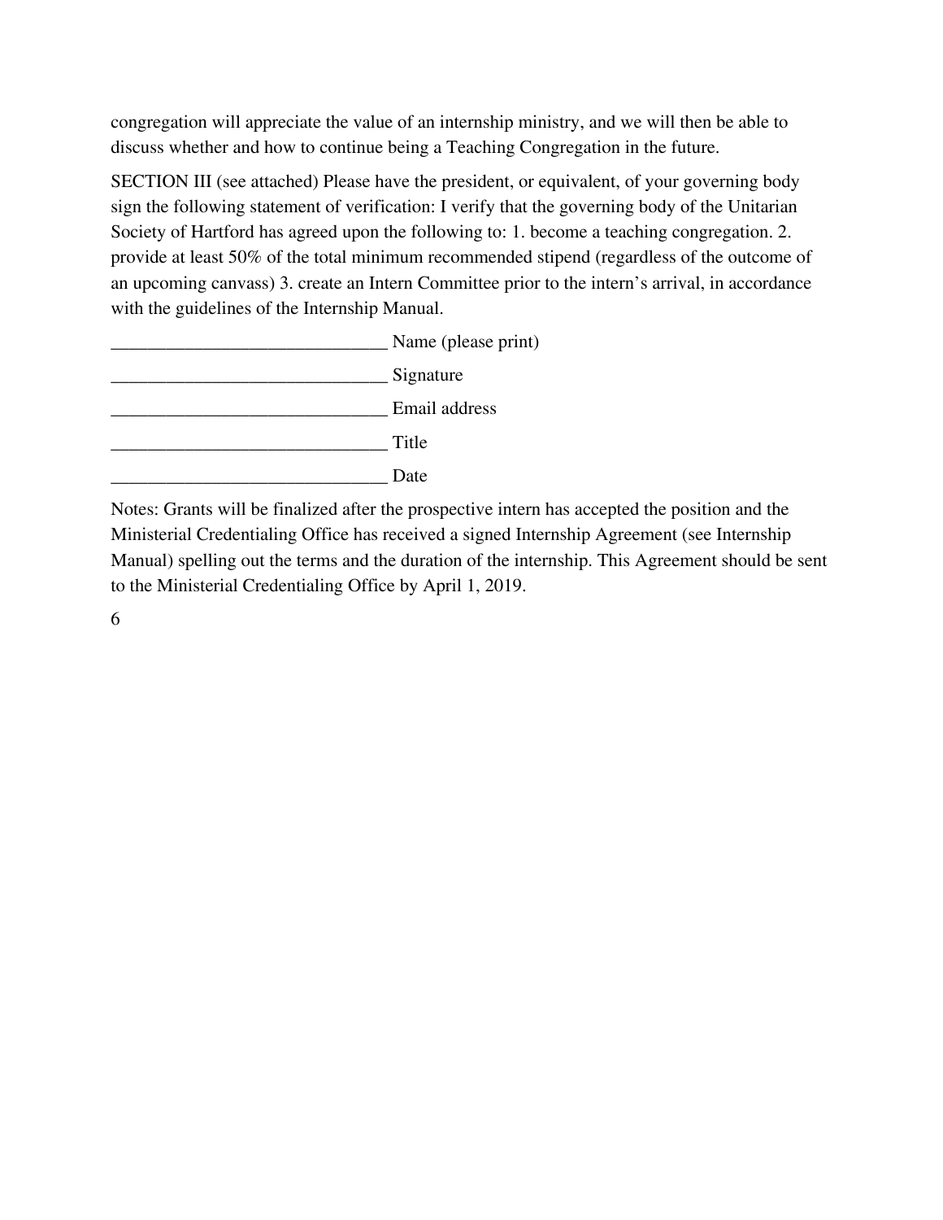congregation will appreciate the value of an internship ministry, and we will then be able to discuss whether and how to continue being a Teaching Congregation in the future.

SECTION III (see attached) Please have the president, or equivalent, of your governing body sign the following statement of verification: I verify that the governing body of the Unitarian Society of Hartford has agreed upon the following to: 1. become a teaching congregation. 2. provide at least 50% of the total minimum recommended stipend (regardless of the outcome of an upcoming canvass) 3. create an Intern Committee prior to the intern's arrival, in accordance with the guidelines of the Internship Manual.

______________________________ Name (please print)

______________________________ Signature

______________________________ Email address

______________________________ Title

______________________________ Date

Notes: Grants will be finalized after the prospective intern has accepted the position and the Ministerial Credentialing Office has received a signed Internship Agreement (see Internship Manual) spelling out the terms and the duration of the internship. This Agreement should be sent to the Ministerial Credentialing Office by April 1, 2019.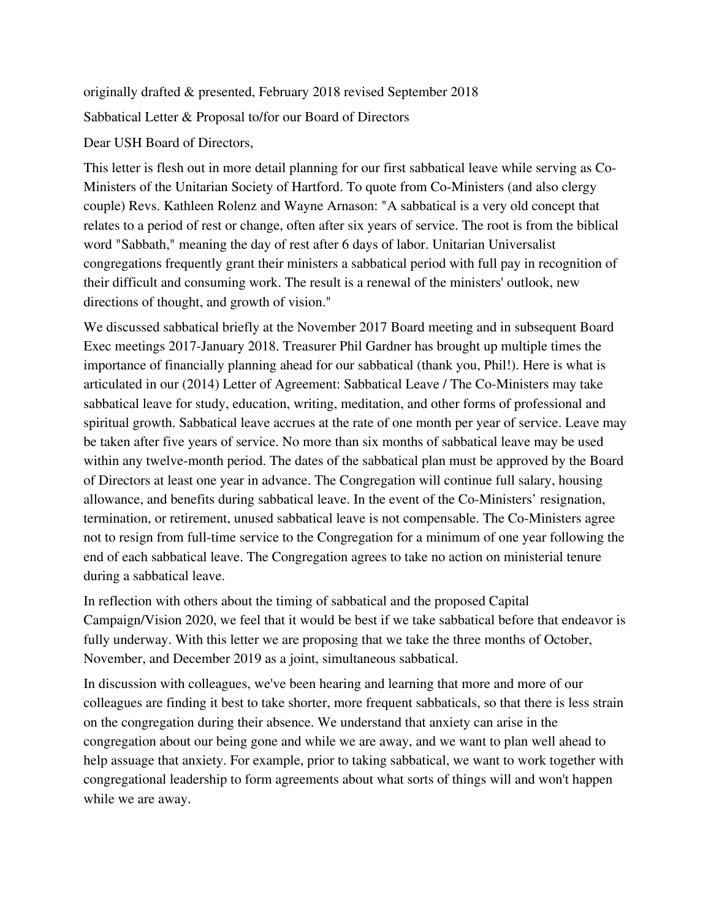originally drafted & presented, February 2018 revised September 2018

Sabbatical Letter & Proposal to/for our Board of Directors

Dear USH Board of Directors,

This letter is flesh out in more detail planning for our first sabbatical leave while serving as Co-Ministers of the Unitarian Society of Hartford. To quote from Co-Ministers (and also clergy couple) Revs. Kathleen Rolenz and Wayne Arnason: "A sabbatical is a very old concept that relates to a period of rest or change, often after six years of service. The root is from the biblical word "Sabbath," meaning the day of rest after 6 days of labor. Unitarian Universalist congregations frequently grant their ministers a sabbatical period with full pay in recognition of their difficult and consuming work. The result is a renewal of the ministers' outlook, new directions of thought, and growth of vision."

We discussed sabbatical briefly at the November 2017 Board meeting and in subsequent Board Exec meetings 2017-January 2018. Treasurer Phil Gardner has brought up multiple times the importance of financially planning ahead for our sabbatical (thank you, Phil!). Here is what is articulated in our (2014) Letter of Agreement: Sabbatical Leave / The Co-Ministers may take sabbatical leave for study, education, writing, meditation, and other forms of professional and spiritual growth. Sabbatical leave accrues at the rate of one month per year of service. Leave may be taken after five years of service. No more than six months of sabbatical leave may be used within any twelve-month period. The dates of the sabbatical plan must be approved by the Board of Directors at least one year in advance. The Congregation will continue full salary, housing allowance, and benefits during sabbatical leave. In the event of the Co-Ministers' resignation, termination, or retirement, unused sabbatical leave is not compensable. The Co-Ministers agree not to resign from full-time service to the Congregation for a minimum of one year following the end of each sabbatical leave. The Congregation agrees to take no action on ministerial tenure during a sabbatical leave.

In reflection with others about the timing of sabbatical and the proposed Capital Campaign/Vision 2020, we feel that it would be best if we take sabbatical before that endeavor is fully underway. With this letter we are proposing that we take the three months of October, November, and December 2019 as a joint, simultaneous sabbatical.

In discussion with colleagues, we've been hearing and learning that more and more of our colleagues are finding it best to take shorter, more frequent sabbaticals, so that there is less strain on the congregation during their absence. We understand that anxiety can arise in the congregation about our being gone and while we are away, and we want to plan well ahead to help assuage that anxiety. For example, prior to taking sabbatical, we want to work together with congregational leadership to form agreements about what sorts of things will and won't happen while we are away.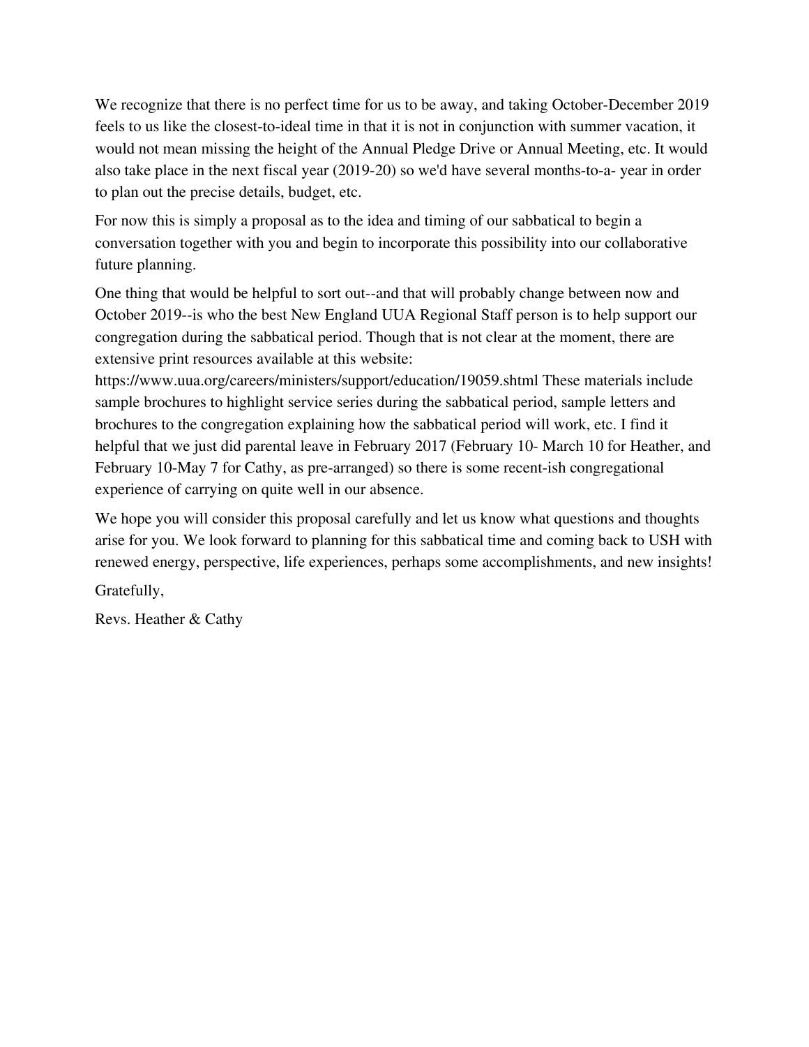We recognize that there is no perfect time for us to be away, and taking October-December 2019 feels to us like the closest-to-ideal time in that it is not in conjunction with summer vacation, it would not mean missing the height of the Annual Pledge Drive or Annual Meeting, etc. It would also take place in the next fiscal year (2019-20) so we'd have several months-to-a- year in order to plan out the precise details, budget, etc.

For now this is simply a proposal as to the idea and timing of our sabbatical to begin a conversation together with you and begin to incorporate this possibility into our collaborative future planning.

One thing that would be helpful to sort out--and that will probably change between now and October 2019--is who the best New England UUA Regional Staff person is to help support our congregation during the sabbatical period. Though that is not clear at the moment, there are extensive print resources available at this website: https://www.uua.org/careers/ministers/support/education/19059.shtml These materials include sample brochures to highlight service series during the sabbatical period, sample letters and brochures to the congregation explaining how the sabbatical period will work, etc. I find it helpful that we just did parental leave in February 2017 (February 10- March 10 for Heather, and February 10-May 7 for Cathy, as pre-arranged) so there is some recent-ish congregational experience of carrying on quite well in our absence.

We hope you will consider this proposal carefully and let us know what questions and thoughts arise for you. We look forward to planning for this sabbatical time and coming back to USH with renewed energy, perspective, life experiences, perhaps some accomplishments, and new insights!

Gratefully,

Revs. Heather & Cathy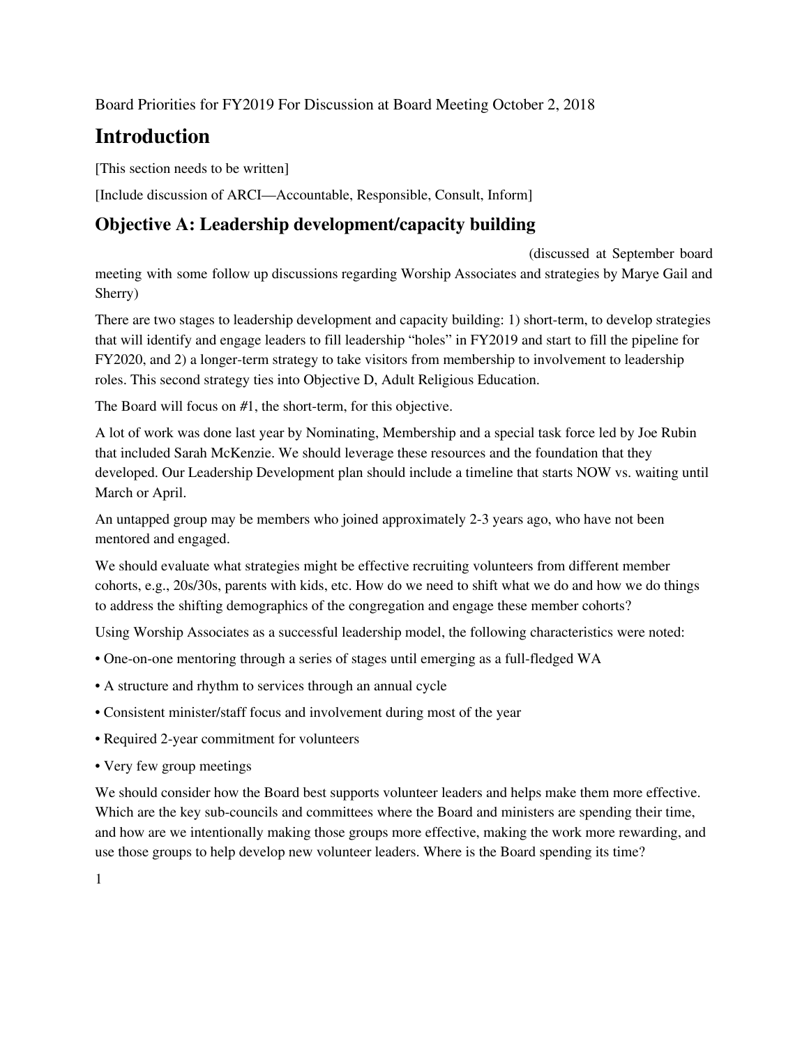Board Priorities for FY2019 For Discussion at Board Meeting October 2, 2018

# Introduction

[This section needs to be written]

[Include discussion of ARCI—Accountable, Responsible, Consult, Inform]

## Objective A: Leadership development/capacity building

(discussed at September board meeting with some follow up discussions regarding Worship Associates and strategies by Marye Gail and Sherry)

There are two stages to leadership development and capacity building: 1) short-term, to develop strategies that will identify and engage leaders to fill leadership "holes" in FY2019 and start to fill the pipeline for FY2020, and 2) a longer-term strategy to take visitors from membership to involvement to leadership roles. This second strategy ties into Objective D, Adult Religious Education.

The Board will focus on #1, the short-term, for this objective.

A lot of work was done last year by Nominating, Membership and a special task force led by Joe Rubin that included Sarah McKenzie. We should leverage these resources and the foundation that they developed. Our Leadership Development plan should include a timeline that starts NOW vs. waiting until March or April.

An untapped group may be members who joined approximately 2-3 years ago, who have not been mentored and engaged.

We should evaluate what strategies might be effective recruiting volunteers from different member cohorts, e.g., 20s/30s, parents with kids, etc. How do we need to shift what we do and how we do things to address the shifting demographics of the congregation and engage these member cohorts?

Using Worship Associates as a successful leadership model, the following characteristics were noted:

- One-on-one mentoring through a series of stages until emerging as a full-fledged WA
- A structure and rhythm to services through an annual cycle
- Consistent minister/staff focus and involvement during most of the year
- Required 2-year commitment for volunteers
- Very few group meetings

We should consider how the Board best supports volunteer leaders and helps make them more effective. Which are the key sub-councils and committees where the Board and ministers are spending their time, and how are we intentionally making those groups more effective, making the work more rewarding, and use those groups to help develop new volunteer leaders. Where is the Board spending its time?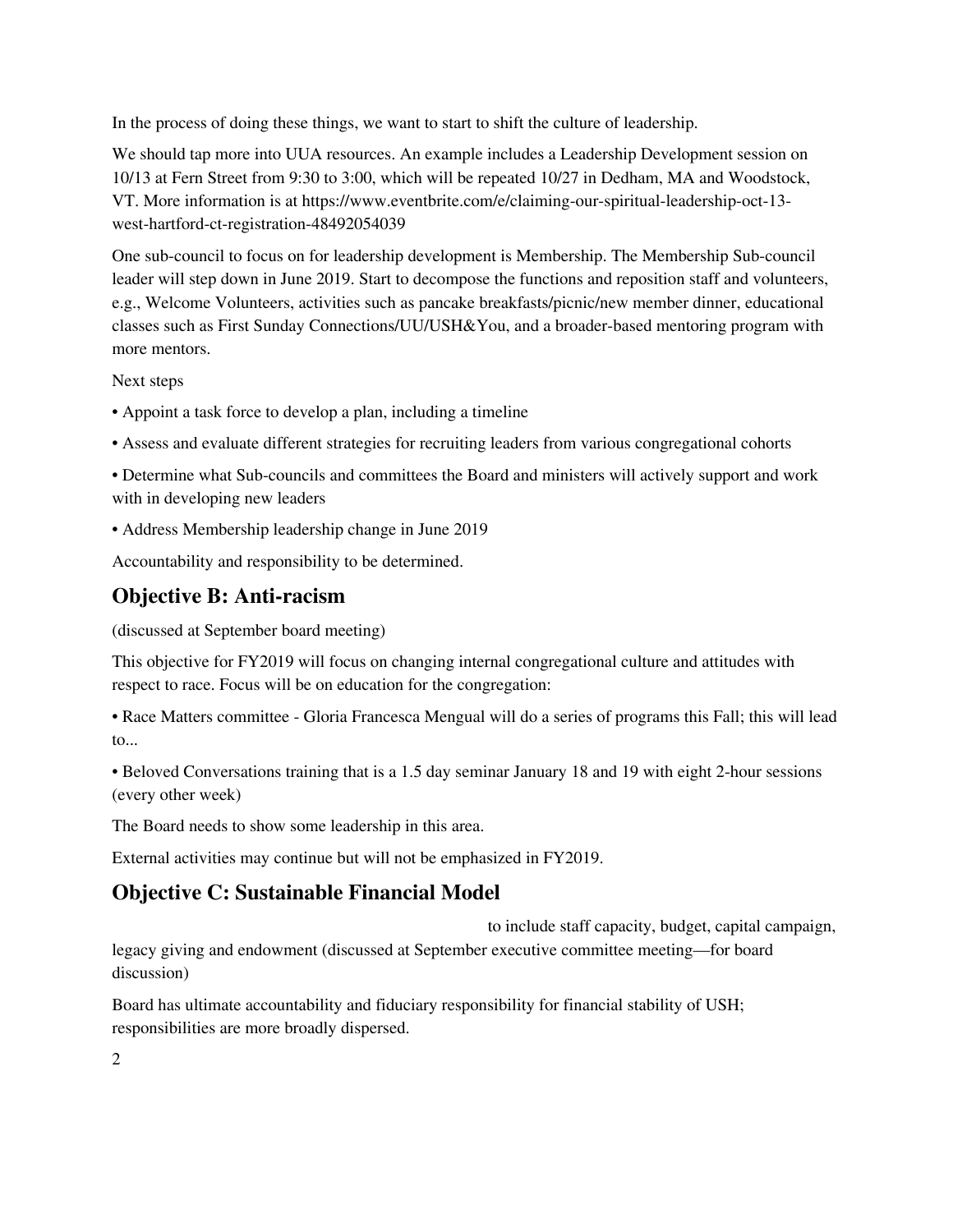In the process of doing these things, we want to start to shift the culture of leadership.

We should tap more into UUA resources. An example includes a Leadership Development session on 10/13 at Fern Street from 9:30 to 3:00, which will be repeated 10/27 in Dedham, MA and Woodstock, VT. More information is at https://www.eventbrite.com/e/claiming-our-spiritual-leadership-oct-13-west-hartford-ct-registration-48492054039

One sub-council to focus on for leadership development is Membership. The Membership Sub-council leader will step down in June 2019. Start to decompose the functions and reposition staff and volunteers, e.g., Welcome Volunteers, activities such as pancake breakfasts/picnic/new member dinner, educational classes such as First Sunday Connections/UU/USH&You, and a broader-based mentoring program with more mentors.

Next steps

- Appoint a task force to develop a plan, including a timeline
- Assess and evaluate different strategies for recruiting leaders from various congregational cohorts
- Determine what Sub-councils and committees the Board and ministers will actively support and work with in developing new leaders
- Address Membership leadership change in June 2019

Accountability and responsibility to be determined.

## Objective B: Anti-racism

(discussed at September board meeting)

This objective for FY2019 will focus on changing internal congregational culture and attitudes with respect to race. Focus will be on education for the congregation:

- Race Matters committee - Gloria Francesca Mengual will do a series of programs this Fall; this will lead to...
- Beloved Conversations training that is a 1.5 day seminar January 18 and 19 with eight 2-hour sessions (every other week)

The Board needs to show some leadership in this area.

External activities may continue but will not be emphasized in FY2019.

## Objective C: Sustainable Financial Model

to include staff capacity, budget, capital campaign, legacy giving and endowment (discussed at September executive committee meeting—for board discussion)

Board has ultimate accountability and fiduciary responsibility for financial stability of USH; responsibilities are more broadly dispersed.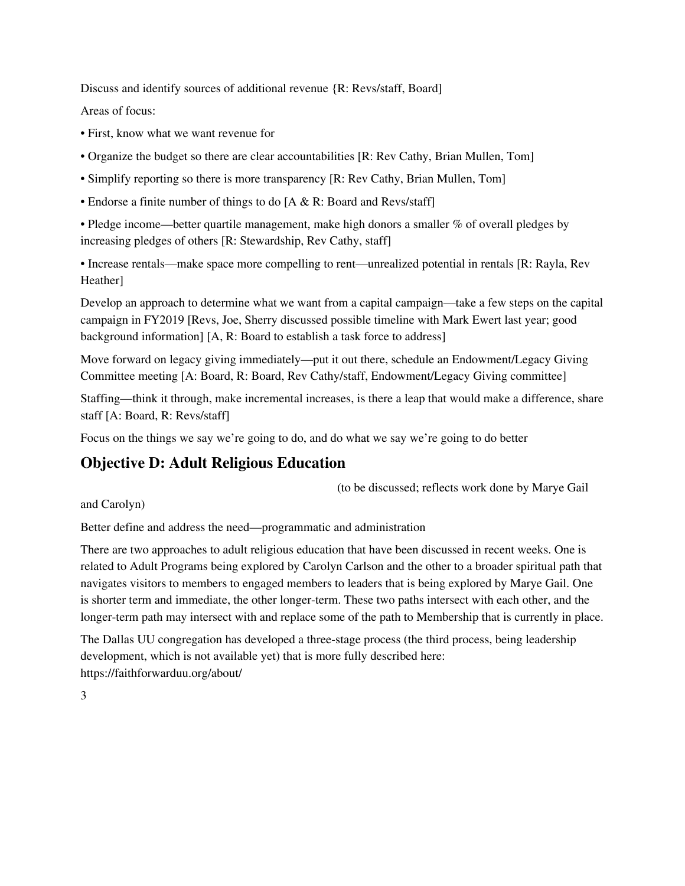Discuss and identify sources of additional revenue {R: Revs/staff, Board]

Areas of focus:

- First, know what we want revenue for
- Organize the budget so there are clear accountabilities [R: Rev Cathy, Brian Mullen, Tom]
- Simplify reporting so there is more transparency [R: Rev Cathy, Brian Mullen, Tom]
- Endorse a finite number of things to do [A & R: Board and Revs/staff]
- Pledge income—better quartile management, make high donors a smaller % of overall pledges by increasing pledges of others [R: Stewardship, Rev Cathy, staff]
- Increase rentals—make space more compelling to rent—unrealized potential in rentals [R: Rayla, Rev Heather]

Develop an approach to determine what we want from a capital campaign—take a few steps on the capital campaign in FY2019 [Revs, Joe, Sherry discussed possible timeline with Mark Ewert last year; good background information] [A, R: Board to establish a task force to address]

Move forward on legacy giving immediately—put it out there, schedule an Endowment/Legacy Giving Committee meeting [A: Board, R: Board, Rev Cathy/staff, Endowment/Legacy Giving committee]

Staffing—think it through, make incremental increases, is there a leap that would make a difference, share staff [A: Board, R: Revs/staff]

Focus on the things we say we're going to do, and do what we say we're going to do better

## Objective D: Adult Religious Education

(to be discussed; reflects work done by Marye Gail and Carolyn)

Better define and address the need—programmatic and administration

There are two approaches to adult religious education that have been discussed in recent weeks. One is related to Adult Programs being explored by Carolyn Carlson and the other to a broader spiritual path that navigates visitors to members to engaged members to leaders that is being explored by Marye Gail. One is shorter term and immediate, the other longer-term. These two paths intersect with each other, and the longer-term path may intersect with and replace some of the path to Membership that is currently in place.

The Dallas UU congregation has developed a three-stage process (the third process, being leadership development, which is not available yet) that is more fully described here: https://faithforwarduu.org/about/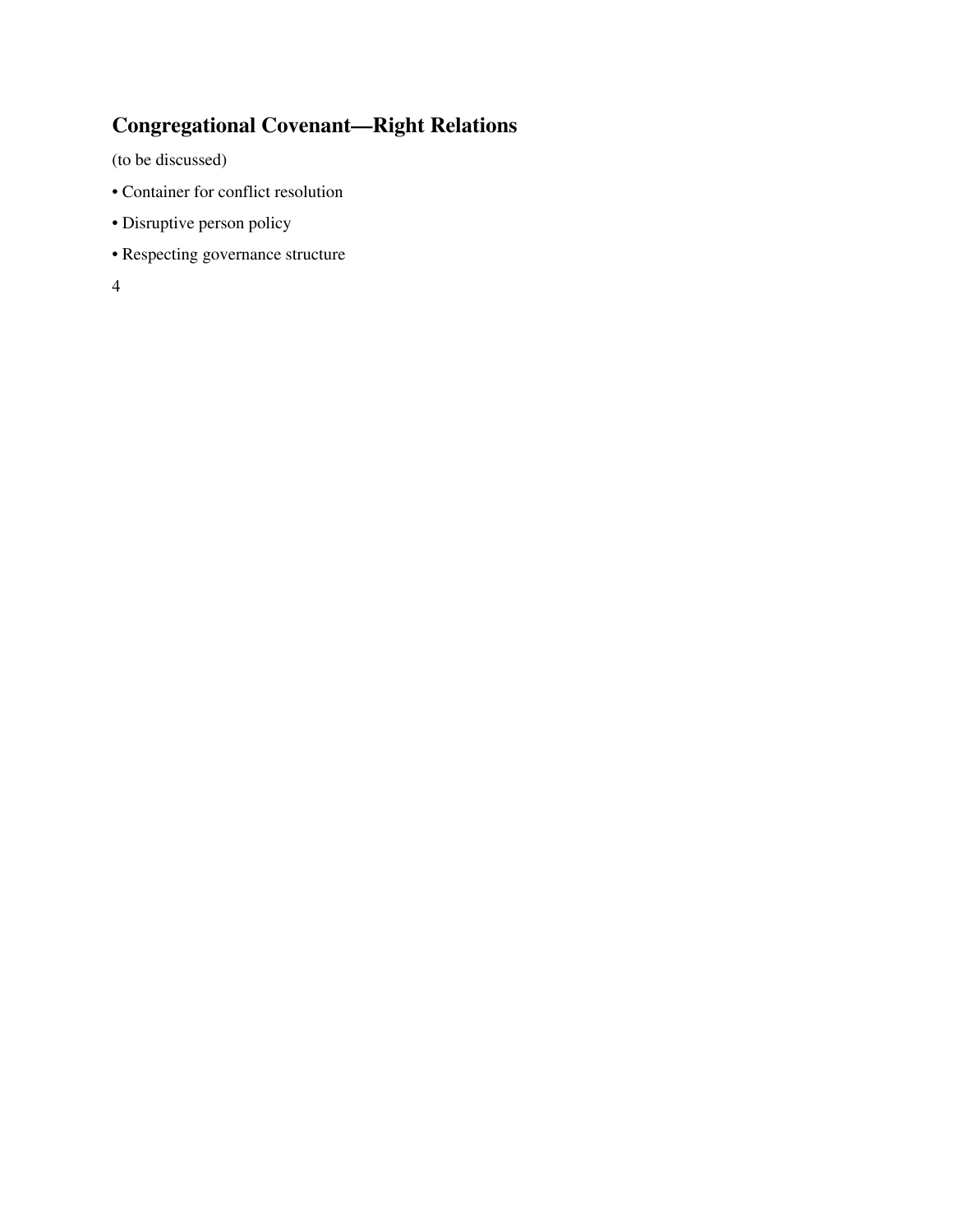## Congregational Covenant—Right Relations

(to be discussed)

- Container for conflict resolution
- Disruptive person policy
- Respecting governance structure